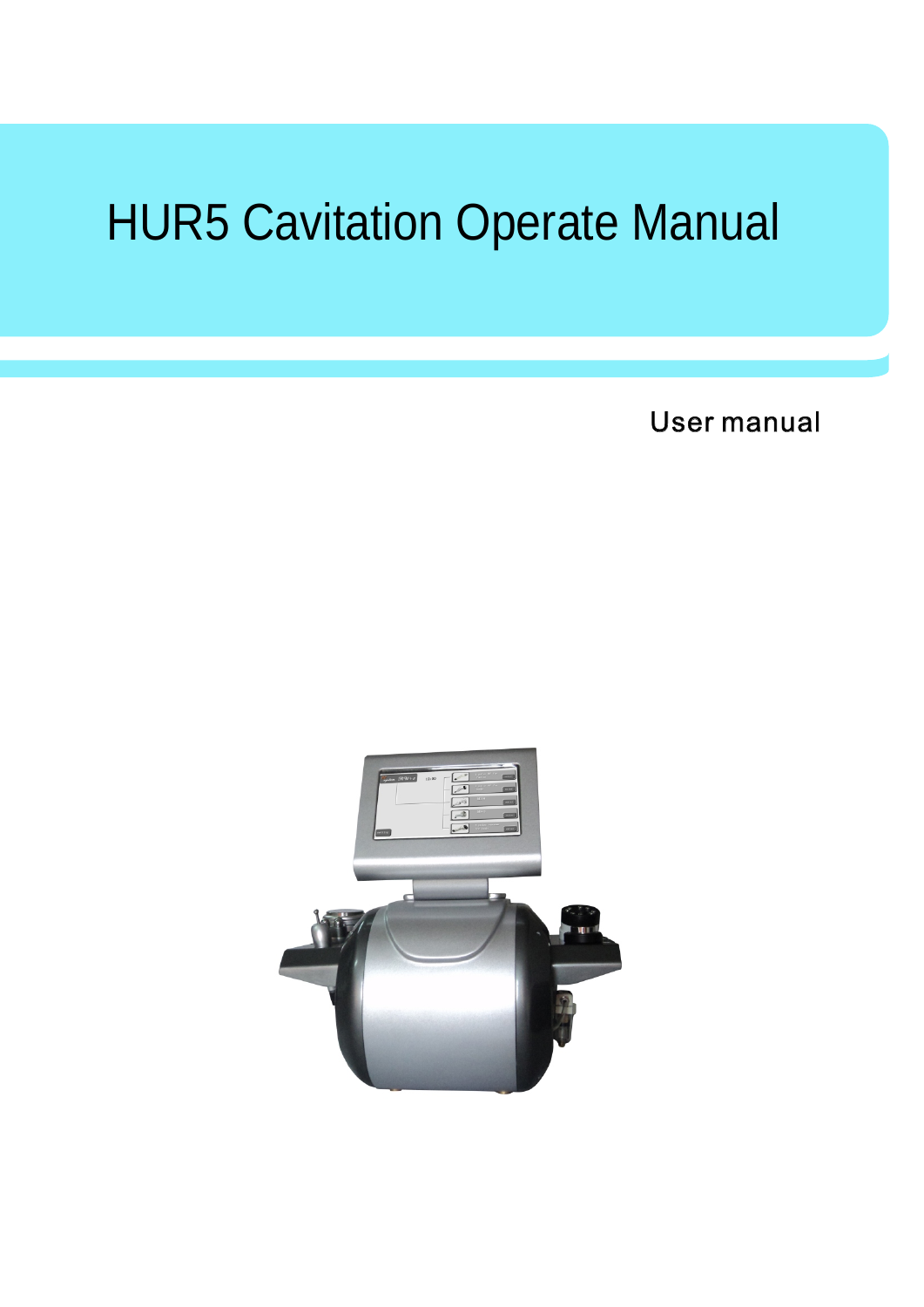# HUR5 Cavitation Operate Manual

User manual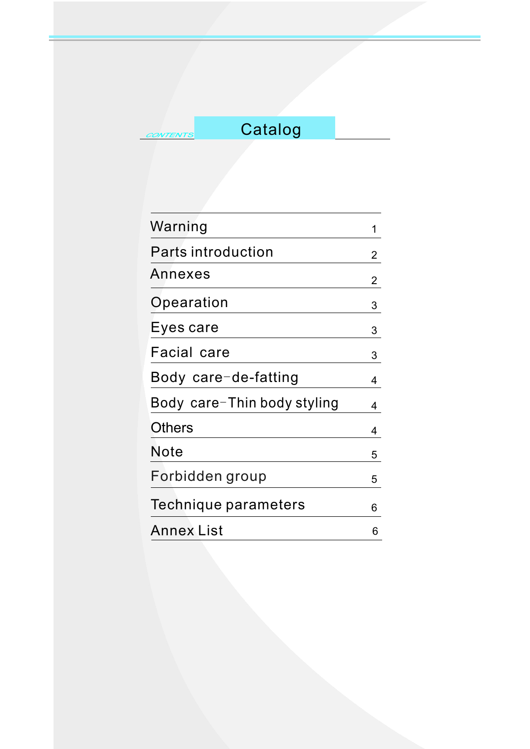CONTENTS

# Catalog

| | |
|---|---|
| Warning | 1 |
| Parts introduction | 2 |
| Annexes | 2 |
| Opearation | 3 |
| Eyes care | 3 |
| Facial care | 3 |
| Body care-de-fatting | 4 |
| Body care-Thin body styling | 4 |
| Others | 4 |
| Note | 5 |
| Forbidden group | 5 |
| Technique parameters | 6 |
| Annex List | 6 |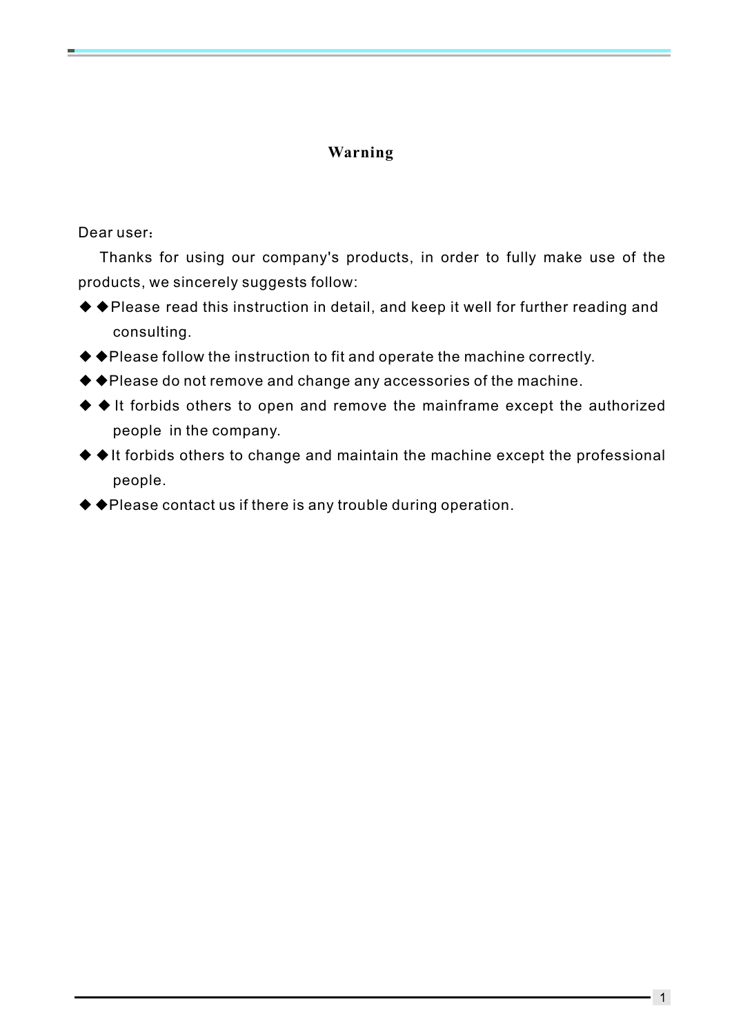# Warning

Dear user：

Thanks for using our company's products, in order to fully make use of the products, we sincerely suggests follow:

- ◆Please read this instruction in detail, and keep it well for further reading and consulting.
- ◆Please follow the instruction to fit and operate the machine correctly.
- ◆Please do not remove and change any accessories of the machine.
- ◆It forbids others to open and remove the mainframe except the authorized people in the company.
- ◆It forbids others to change and maintain the machine except the professional people.
- ◆Please contact us if there is any trouble during operation.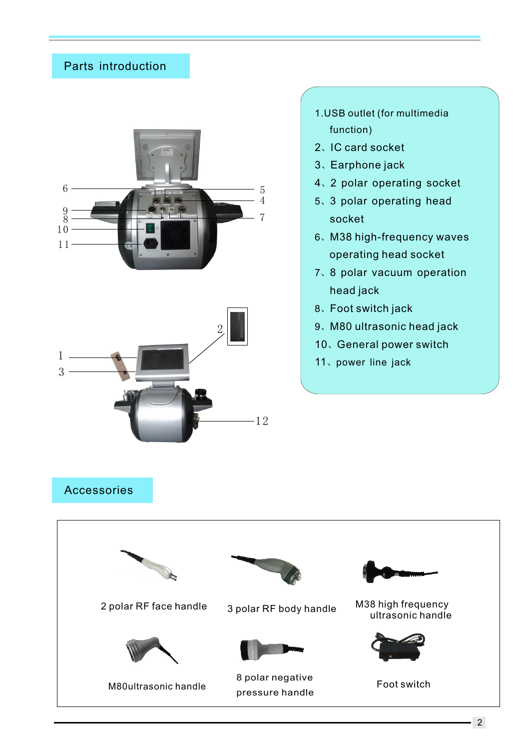## Parts introduction

1. USB outlet (for multimedia function)
2、IC card socket
3、Earphone jack
4、2 polar operating socket
5、3 polar operating head socket
6、M38 high-frequency waves operating head socket
7、8 polar vacuum operation head jack
8、Foot switch jack
9、M80 ultrasonic head jack
10、General power switch
11、power line jack

## Accessories

2 polar RF face handle

3 polar RF body handle

M38 high frequency ultrasonic handle

M80ultrasonic handle

8 polar negative pressure handle

Foot switch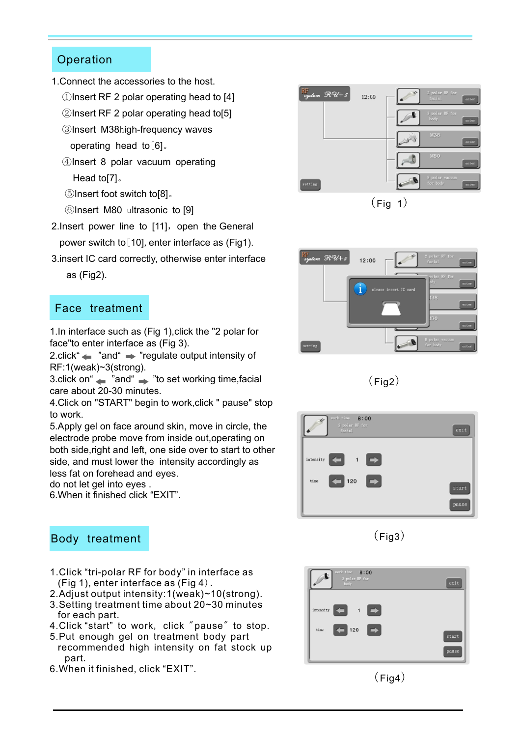## Operation

1.Connect the accessories to the host.

①Insert RF 2 polar operating head to [4]

②Insert RF 2 polar operating head to[5]

③Insert M38high-frequency waves operating head to[6]。

④Insert 8 polar vacuum operating Head to[7]。

⑤Insert foot switch to[8]。

⑥Insert M80 ultrasonic to [9]

2.Insert power line to [11]，open the General power switch to[10], enter interface as (Fig1).

3.insert IC card correctly, otherwise enter interface as (Fig2).

（Fig 1）

（Fig2）

## Face treatment

1.In interface such as (Fig 1),click the "2 polar for face"to enter interface as (Fig 3).

2.click“ ⬅ ”and“ ➡ ”regulate output intensity of RF:1(weak)~3(strong).

3.click on“ ⬅ ”and“ ➡ ”to set working time,facial care about 20-30 minutes.

4.Click on "START" begin to work,click " pause" stop to work.

5.Apply gel on face around skin, move in circle, the electrode probe move from inside out,operating on both side,right and left, one side over to start to other side, and must lower the intensity accordingly as less fat on forehead and eyes.

do not let gel into eyes .

6.When it finished click “EXIT”.

（Fig3）

## Body treatment

1.Click “tri-polar RF for body” in interface as (Fig 1), enter interface as (Fig 4）.

2.Adjust output intensity:1(weak)~10(strong).

3.Setting treatment time about 20~30 minutes for each part.

4.Click “start” to work, click ˝pause˝ to stop.

5.Put enough gel on treatment body part recommended high intensity on fat stock up part.

6.When it finished, click “EXIT”.

（Fig4）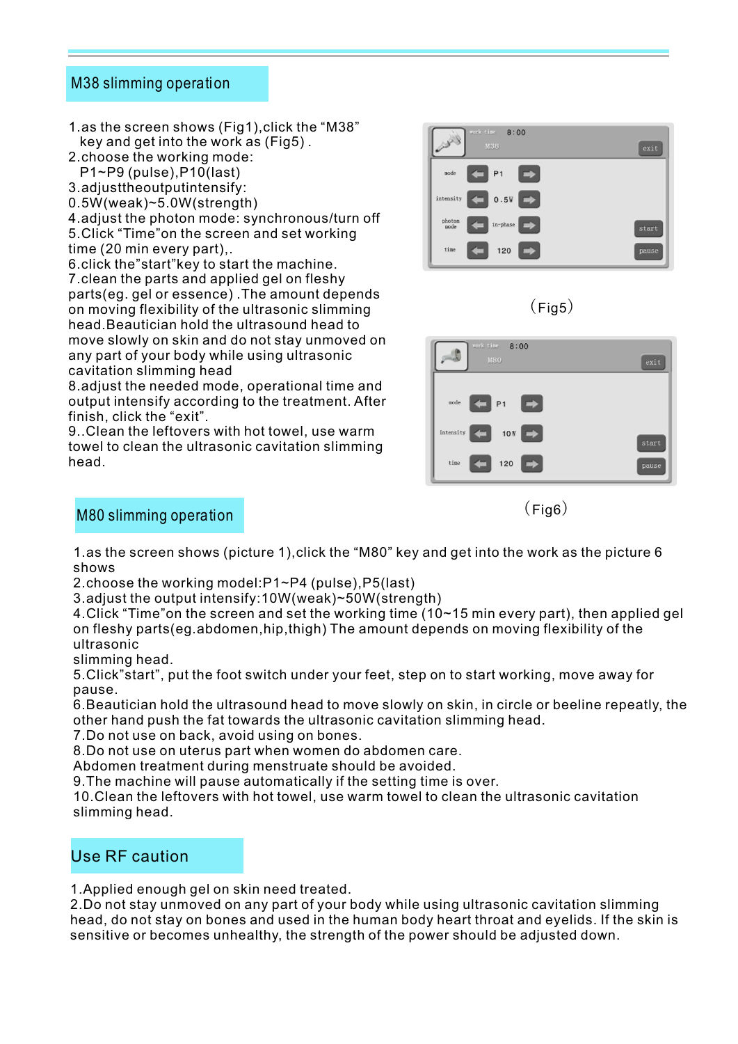## M38 slimming operation

1.as the screen shows (Fig1),click the "M38" key and get into the work as (Fig5) .
2.choose the working mode:
P1~P9 (pulse),P10(last)
3.adjusttheoutputintensify:
0.5W(weak)~5.0W(strength)
4.adjust the photon mode: synchronous/turn off
5.Click "Time"on the screen and set working time (20 min every part),.
6.click the"start"key to start the machine.
7.clean the parts and applied gel on fleshy parts(eg. gel or essence) .The amount depends on moving flexibility of the ultrasonic slimming head.Beautician hold the ultrasound head to move slowly on skin and do not stay unmoved on any part of your body while using ultrasonic cavitation slimming head
8.adjust the needed mode, operational time and output intensify according to the treatment. After finish, click the "exit".
9..Clean the leftovers with hot towel, use warm towel to clean the ultrasonic cavitation slimming head.

（Fig5）

（Fig6）

## M80 slimming operation

1.as the screen shows (picture 1),click the "M80" key and get into the work as the picture 6 shows
2.choose the working model:P1~P4 (pulse),P5(last)
3.adjust the output intensify:10W(weak)~50W(strength)
4.Click "Time"on the screen and set the working time (10~15 min every part), then applied gel on fleshy parts(eg.abdomen,hip,thigh) The amount depends on moving flexibility of the ultrasonic
slimming head.
5.Click"start", put the foot switch under your feet, step on to start working, move away for pause.
6.Beautician hold the ultrasound head to move slowly on skin, in circle or beeline repeatly, the other hand push the fat towards the ultrasonic cavitation slimming head.
7.Do not use on back, avoid using on bones.
8.Do not use on uterus part when women do abdomen care.
Abdomen treatment during menstruate should be avoided.
9.The machine will pause automatically if the setting time is over.
10.Clean the leftovers with hot towel, use warm towel to clean the ultrasonic cavitation slimming head.

## Use RF caution

1.Applied enough gel on skin need treated.
2.Do not stay unmoved on any part of your body while using ultrasonic cavitation slimming head, do not stay on bones and used in the human body heart throat and eyelids. If the skin is sensitive or becomes unhealthy, the strength of the power should be adjusted down.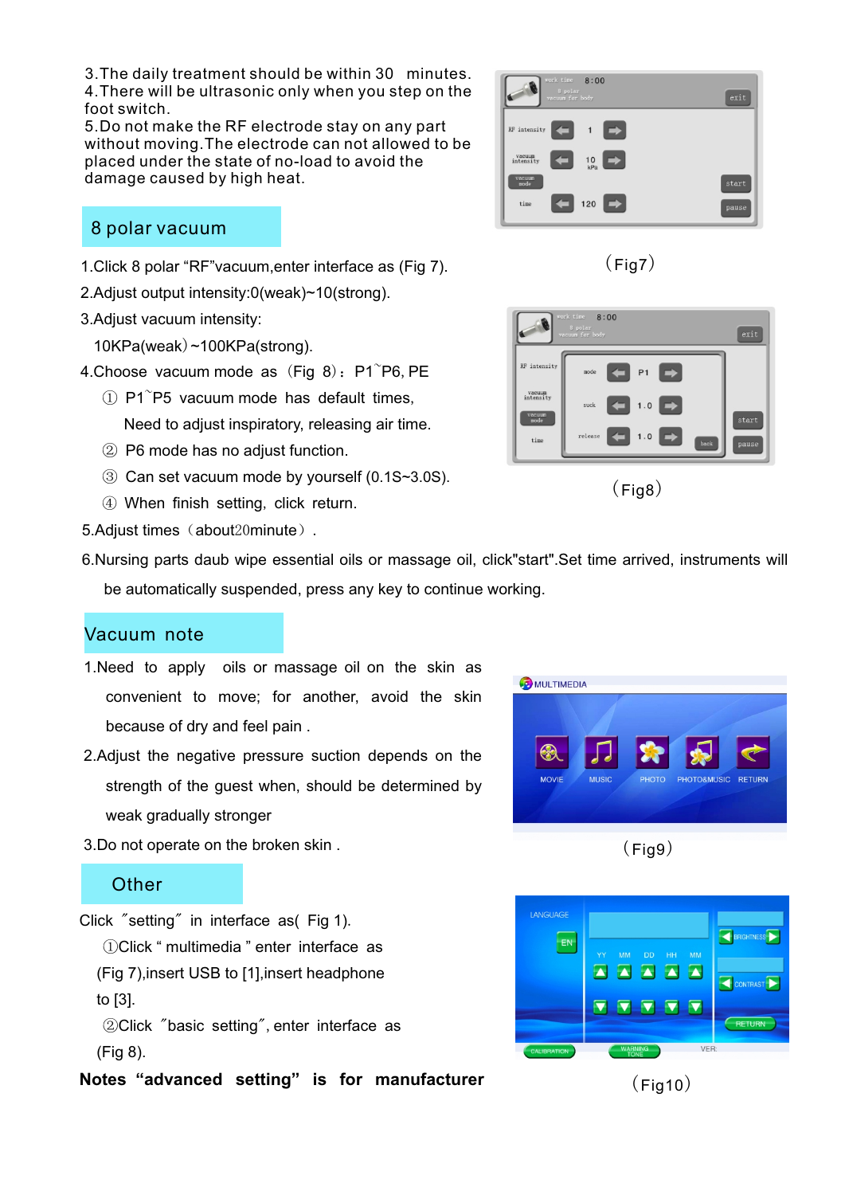3.The daily treatment should be within 30 minutes.
4.There will be ultrasonic only when you step on the foot switch.
5.Do not make the RF electrode stay on any part without moving.The electrode can not allowed to be placed under the state of no-load to avoid the damage caused by high heat.

(Fig7)

## 8 polar vacuum

1.Click 8 polar “RF”vacuum,enter interface as (Fig 7).

2.Adjust output intensity:0(weak)~10(strong).

3.Adjust vacuum intensity:

10KPa(weak)~100KPa(strong).

4.Choose vacuum mode as (Fig 8)：P1~P6, PE

① P1~P5 vacuum mode has default times, Need to adjust inspiratory, releasing air time.

② P6 mode has no adjust function.

③ Can set vacuum mode by yourself (0.1S~3.0S).

④ When finish setting, click return.

(Fig8)

5.Adjust times（about20minute）.

6.Nursing parts daub wipe essential oils or massage oil, click"start".Set time arrived, instruments will be automatically suspended, press any key to continue working.

## Vacuum note

1.Need to apply oils or massage oil on the skin as convenient to move; for another, avoid the skin because of dry and feel pain .

2.Adjust the negative pressure suction depends on the strength of the guest when, should be determined by weak gradually stronger

3.Do not operate on the broken skin .

(Fig9)

## Other

Click ″setting″ in interface as( Fig 1).

①Click “ multimedia ” enter interface as (Fig 7),insert USB to [1],insert headphone to [3].

②Click ″basic setting″, enter interface as (Fig 8).

**Notes “advanced setting” is for manufacturer**

(Fig10)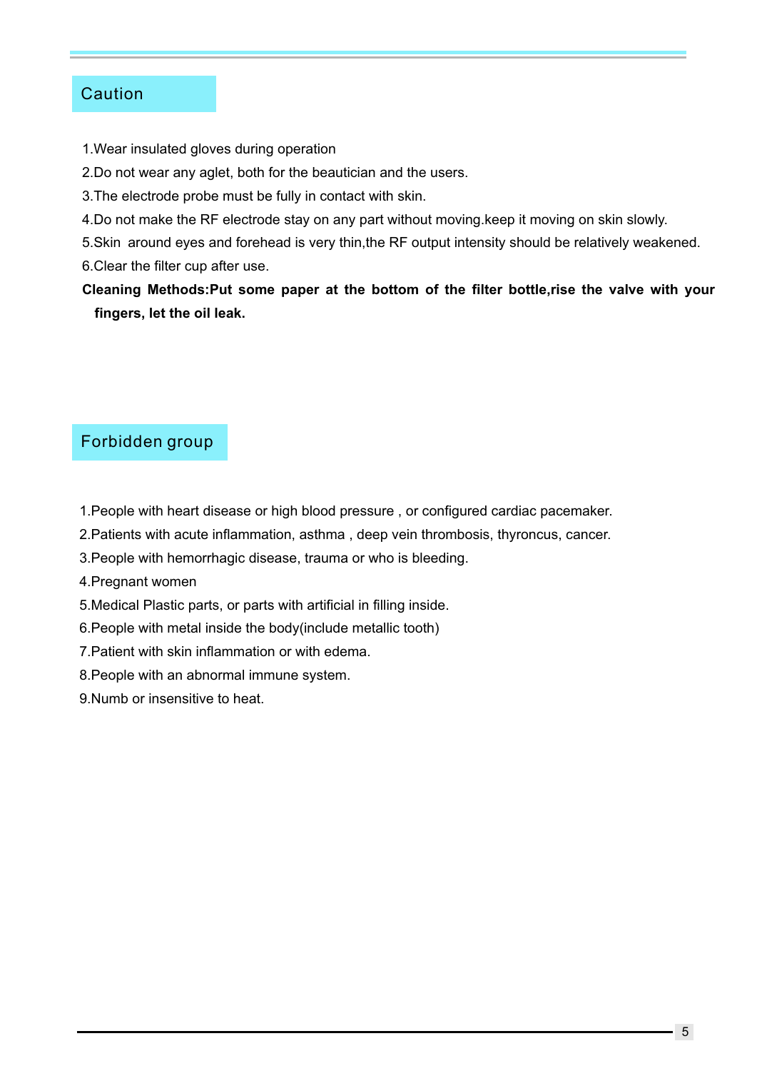## Caution

1.Wear insulated gloves during operation

2.Do not wear any aglet, both for the beautician and the users.

3.The electrode probe must be fully in contact with skin.

4.Do not make the RF electrode stay on any part without moving.keep it moving on skin slowly.

5.Skin around eyes and forehead is very thin,the RF output intensity should be relatively weakened.

6.Clear the filter cup after use.

**Cleaning Methods:Put some paper at the bottom of the filter bottle,rise the valve with your fingers, let the oil leak.**

## Forbidden group

1.People with heart disease or high blood pressure , or configured cardiac pacemaker.

2.Patients with acute inflammation, asthma , deep vein thrombosis, thyroncus, cancer.

3.People with hemorrhagic disease, trauma or who is bleeding.

4.Pregnant women

5.Medical Plastic parts, or parts with artificial in filling inside.

6.People with metal inside the body(include metallic tooth)

7.Patient with skin inflammation or with edema.

8.People with an abnormal immune system.

9.Numb or insensitive to heat.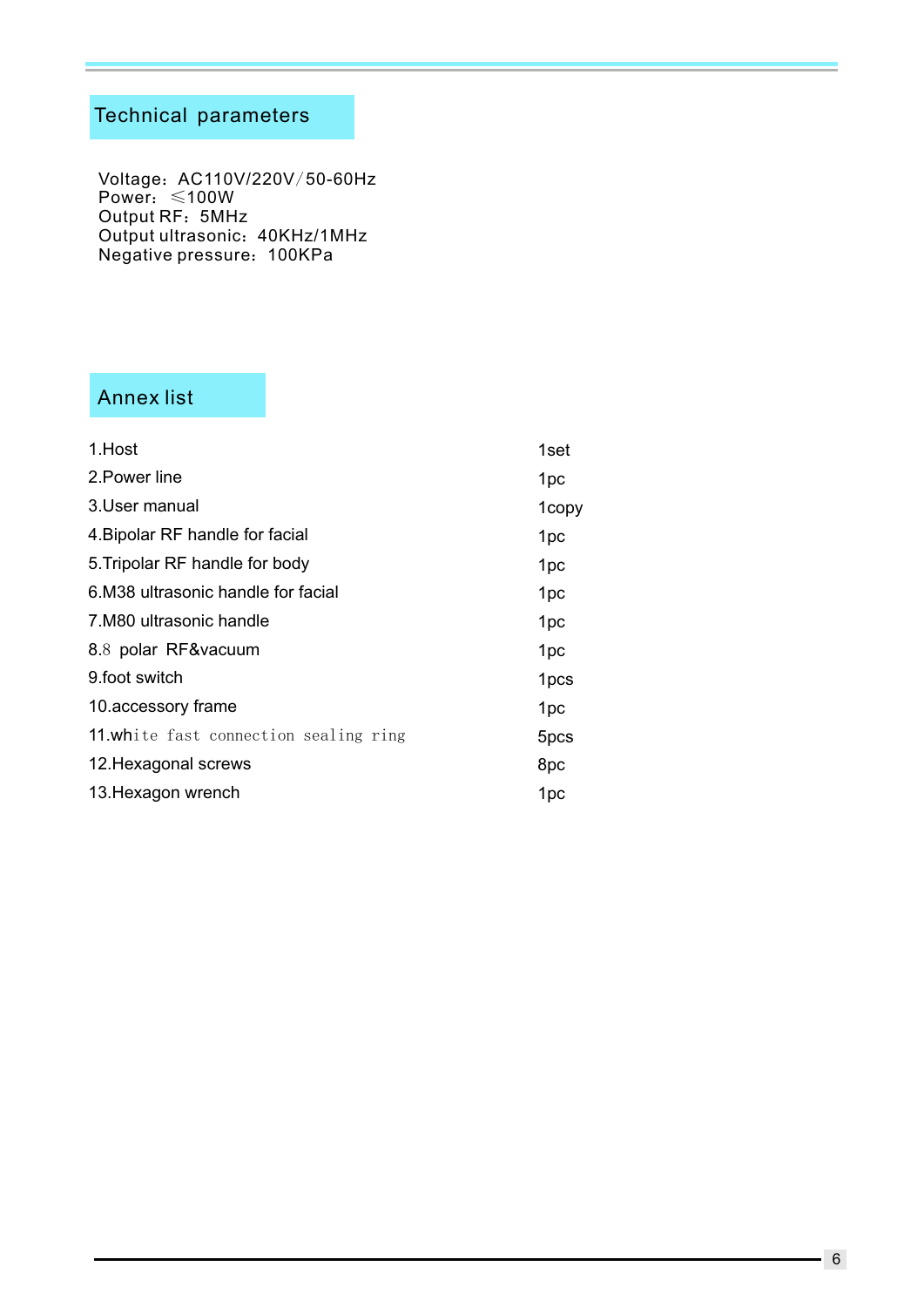## Technical parameters

Voltage：AC110V/220V/50-60Hz
Power：≤100W
Output RF：5MHz
Output ultrasonic：40KHz/1MHz
Negative pressure：100KPa

## Annex list

| | |
|---|---|
| 1.Host | 1set |
| 2.Power line | 1pc |
| 3.User manual | 1copy |
| 4.Bipolar RF handle for facial | 1pc |
| 5.Tripolar RF handle for body | 1pc |
| 6.M38 ultrasonic handle for facial | 1pc |
| 7.M80 ultrasonic handle | 1pc |
| 8.8 polar RF&vacuum | 1pc |
| 9.foot switch | 1pcs |
| 10.accessory frame | 1pc |
| 11.white fast connection sealing ring | 5pcs |
| 12.Hexagonal screws | 8pc |
| 13.Hexagon wrench | 1pc |